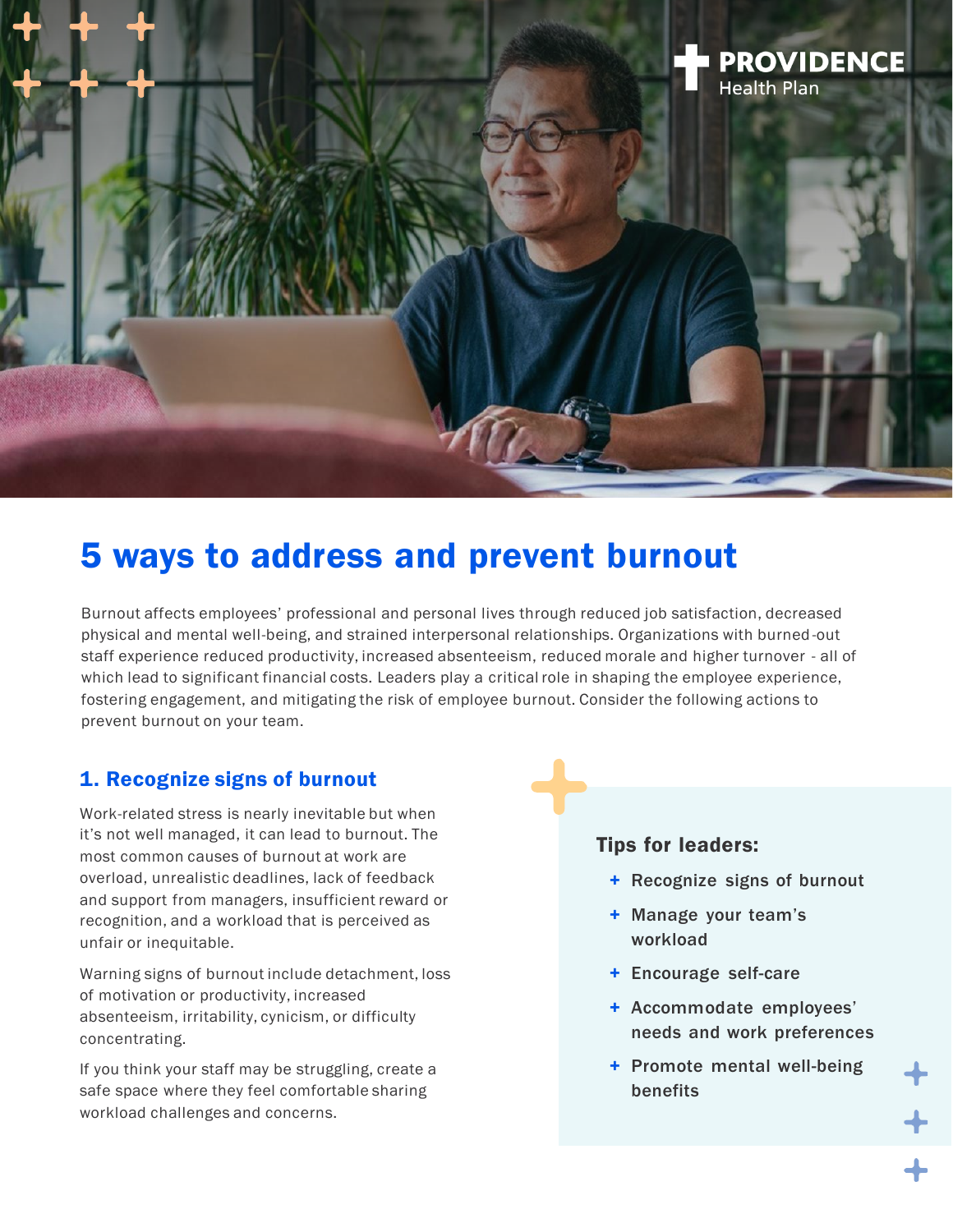PROVIDENCE Health Plan

# 5 ways to address and prevent burnout

Burnout affects employees' professional and personal lives through reduced job satisfaction, decreased physical and mental well-being, and strained interpersonal relationships. Organizations with burned-out staff experience reduced productivity, increased absenteeism, reduced morale and higher turnover - all of which lead to significant financial costs. Leaders play a critical role in shaping the employee experience, fostering engagement, and mitigating the risk of employee burnout. Consider the following actions to prevent burnout on your team.

## 1. Recognize signs of burnout

Work-related stress is nearly inevitable but when it's not well managed, it can lead to burnout. The most common causes of burnout at work are overload, unrealistic deadlines, lack of feedback and support from managers, insufficient reward or recognition, and a workload that is perceived as unfair or inequitable.

Warning signs of burnout include detachment, loss of motivation or productivity, increased absenteeism, irritability, cynicism, or difficulty concentrating.

If you think your staff may be struggling, create a safe space where they feel comfortable sharing workload challenges and concerns.

### Tips for leaders:

+ Recognize signs of burnout
+ Manage your team's workload
+ Encourage self-care
+ Accommodate employees' needs and work preferences
+ Promote mental well-being benefits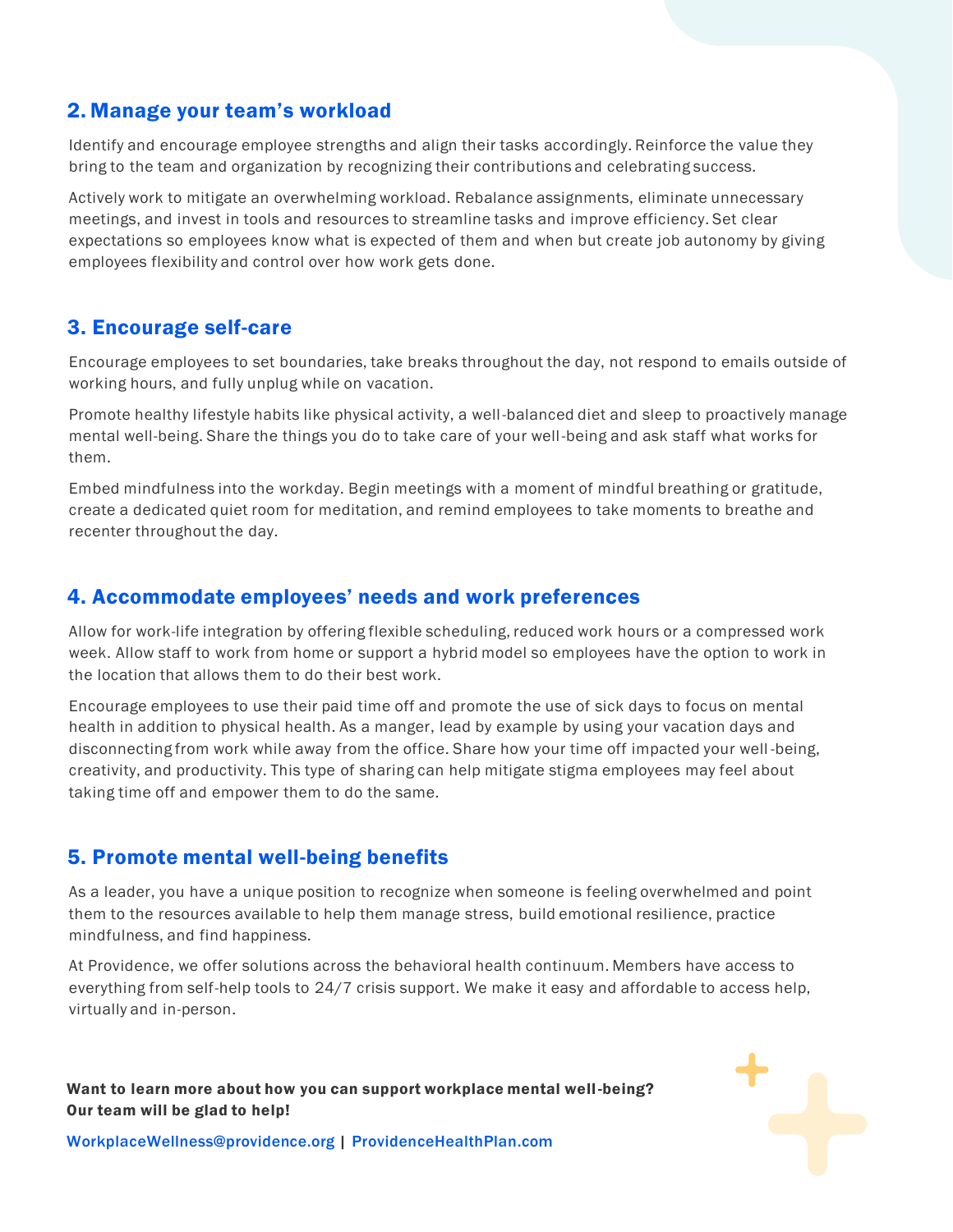## 2. Manage your team's workload

Identify and encourage employee strengths and align their tasks accordingly. Reinforce the value they bring to the team and organization by recognizing their contributions and celebrating success.

Actively work to mitigate an overwhelming workload. Rebalance assignments, eliminate unnecessary meetings, and invest in tools and resources to streamline tasks and improve efficiency. Set clear expectations so employees know what is expected of them and when but create job autonomy by giving employees flexibility and control over how work gets done.

## 3. Encourage self-care

Encourage employees to set boundaries, take breaks throughout the day, not respond to emails outside of working hours, and fully unplug while on vacation.

Promote healthy lifestyle habits like physical activity, a well-balanced diet and sleep to proactively manage mental well-being. Share the things you do to take care of your well-being and ask staff what works for them.

Embed mindfulness into the workday. Begin meetings with a moment of mindful breathing or gratitude, create a dedicated quiet room for meditation, and remind employees to take moments to breathe and recenter throughout the day.

## 4. Accommodate employees' needs and work preferences

Allow for work-life integration by offering flexible scheduling, reduced work hours or a compressed work week. Allow staff to work from home or support a hybrid model so employees have the option to work in the location that allows them to do their best work.

Encourage employees to use their paid time off and promote the use of sick days to focus on mental health in addition to physical health. As a manger, lead by example by using your vacation days and disconnecting from work while away from the office. Share how your time off impacted your well-being, creativity, and productivity. This type of sharing can help mitigate stigma employees may feel about taking time off and empower them to do the same.

## 5. Promote mental well-being benefits

As a leader, you have a unique position to recognize when someone is feeling overwhelmed and point them to the resources available to help them manage stress, build emotional resilience, practice mindfulness, and find happiness.

At Providence, we offer solutions across the behavioral health continuum. Members have access to everything from self-help tools to 24/7 crisis support. We make it easy and affordable to access help, virtually and in-person.

**Want to learn more about how you can support workplace mental well-being?**
**Our team will be glad to help!**

WorkplaceWellness@providence.org | ProvidenceHealthPlan.com